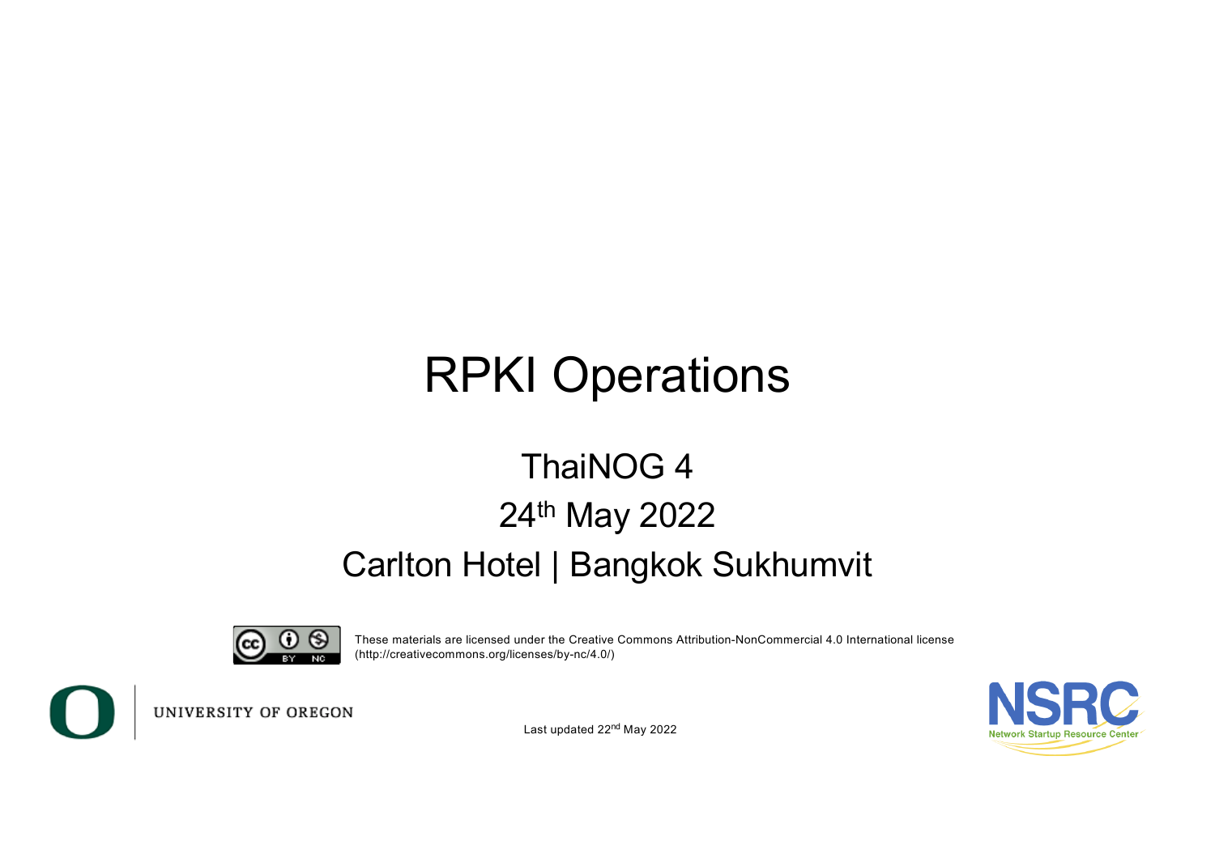# RPKI Operations

## ThaiNOG 4

## 24th May 2022

## Carlton Hotel | Bangkok Sukhumvit

These materials are licensed under the Creative Commons Attribution-NonCommercial 4.0 International license (http://creativecommons.org/licenses/by-nc/4.0/)

UNIVERSITY OF OREGON

Last updated 22nd May 2022

NSRC

Network Startup Resource Center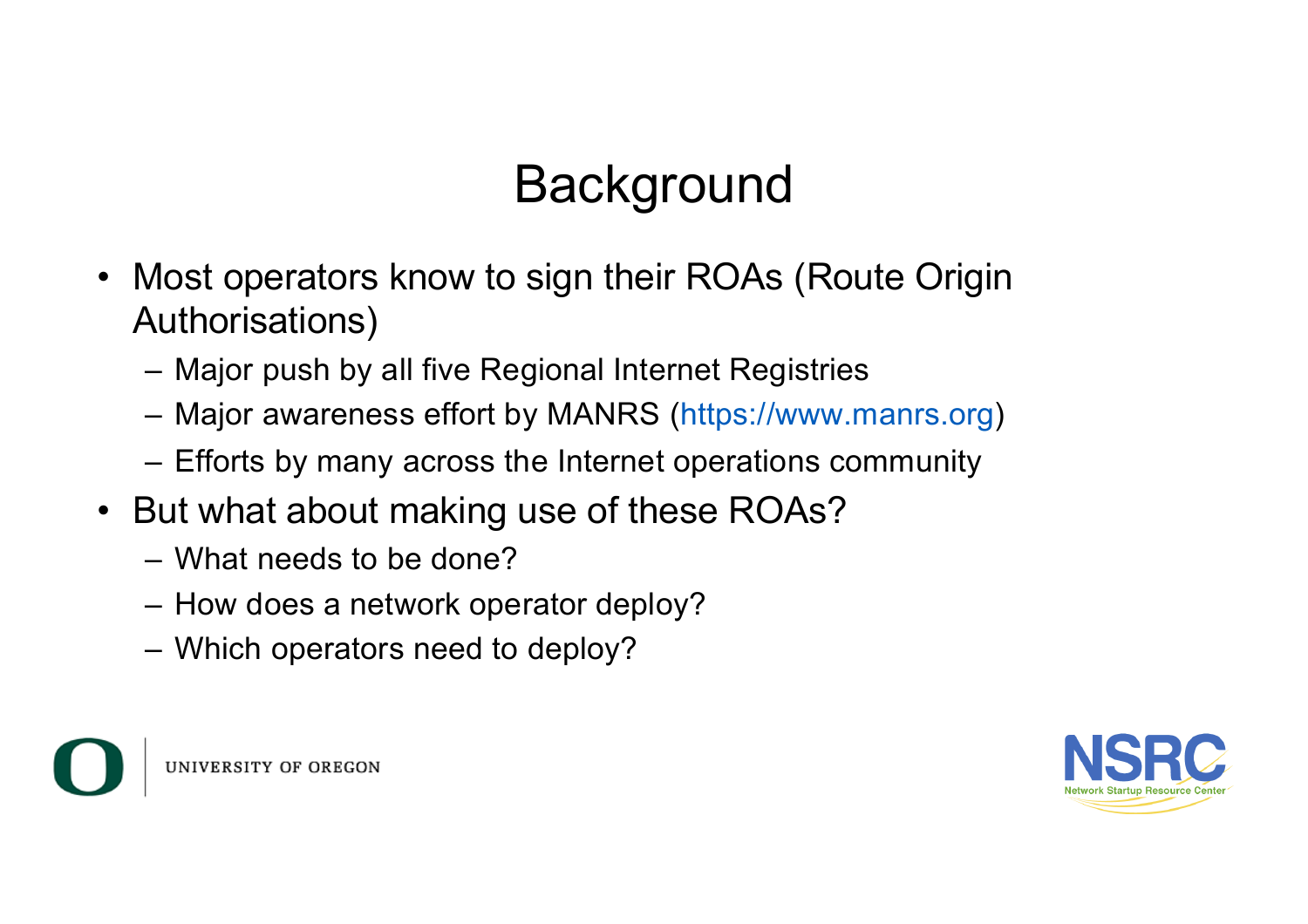# Background

- Most operators know to sign their ROAs (Route Origin Authorisations)
  - Major push by all five Regional Internet Registries
  - Major awareness effort by MANRS (https://www.manrs.org)
  - Efforts by many across the Internet operations community
- But what about making use of these ROAs?
  - What needs to be done?
  - How does a network operator deploy?
  - Which operators need to deploy?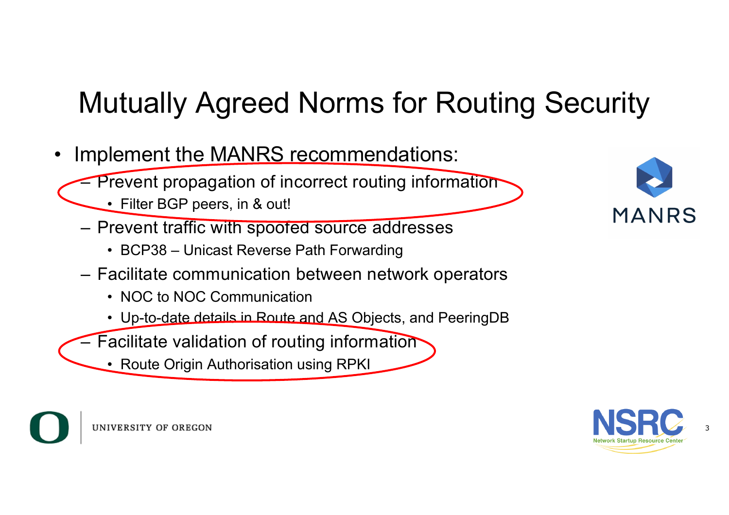# Mutually Agreed Norms for Routing Security

- Implement the MANRS recommendations:
  - Prevent propagation of incorrect routing information
    - Filter BGP peers, in & out!
  - Prevent traffic with spoofed source addresses
    - BCP38 – Unicast Reverse Path Forwarding
  - Facilitate communication between network operators
    - NOC to NOC Communication
    - Up-to-date details in Route and AS Objects, and PeeringDB
  - Facilitate validation of routing information
    - Route Origin Authorisation using RPKI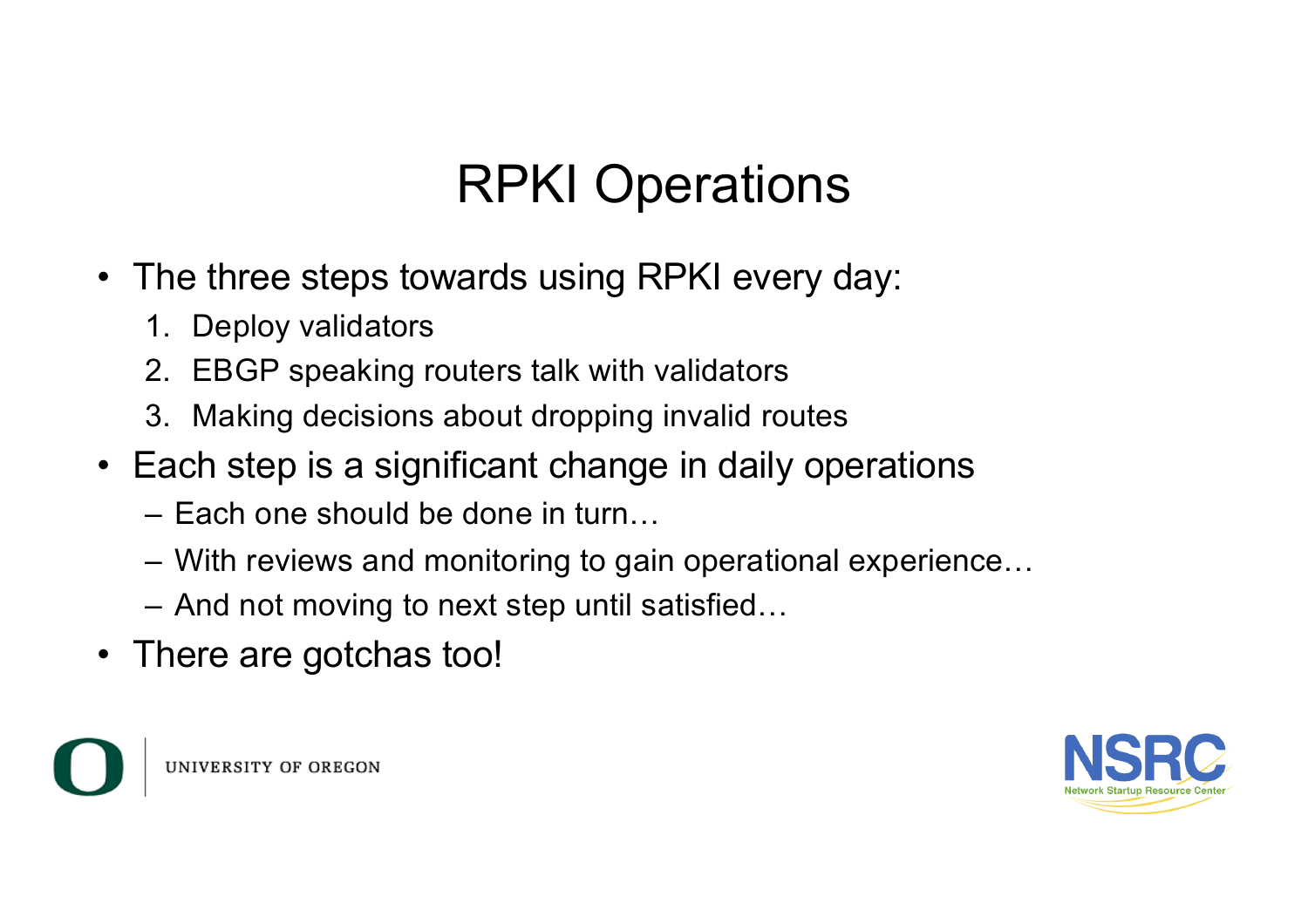# RPKI Operations

- The three steps towards using RPKI every day:
  1. Deploy validators
  2. EBGP speaking routers talk with validators
  3. Making decisions about dropping invalid routes
- Each step is a significant change in daily operations
  - Each one should be done in turn…
  - With reviews and monitoring to gain operational experience…
  - And not moving to next step until satisfied…
- There are gotchas too!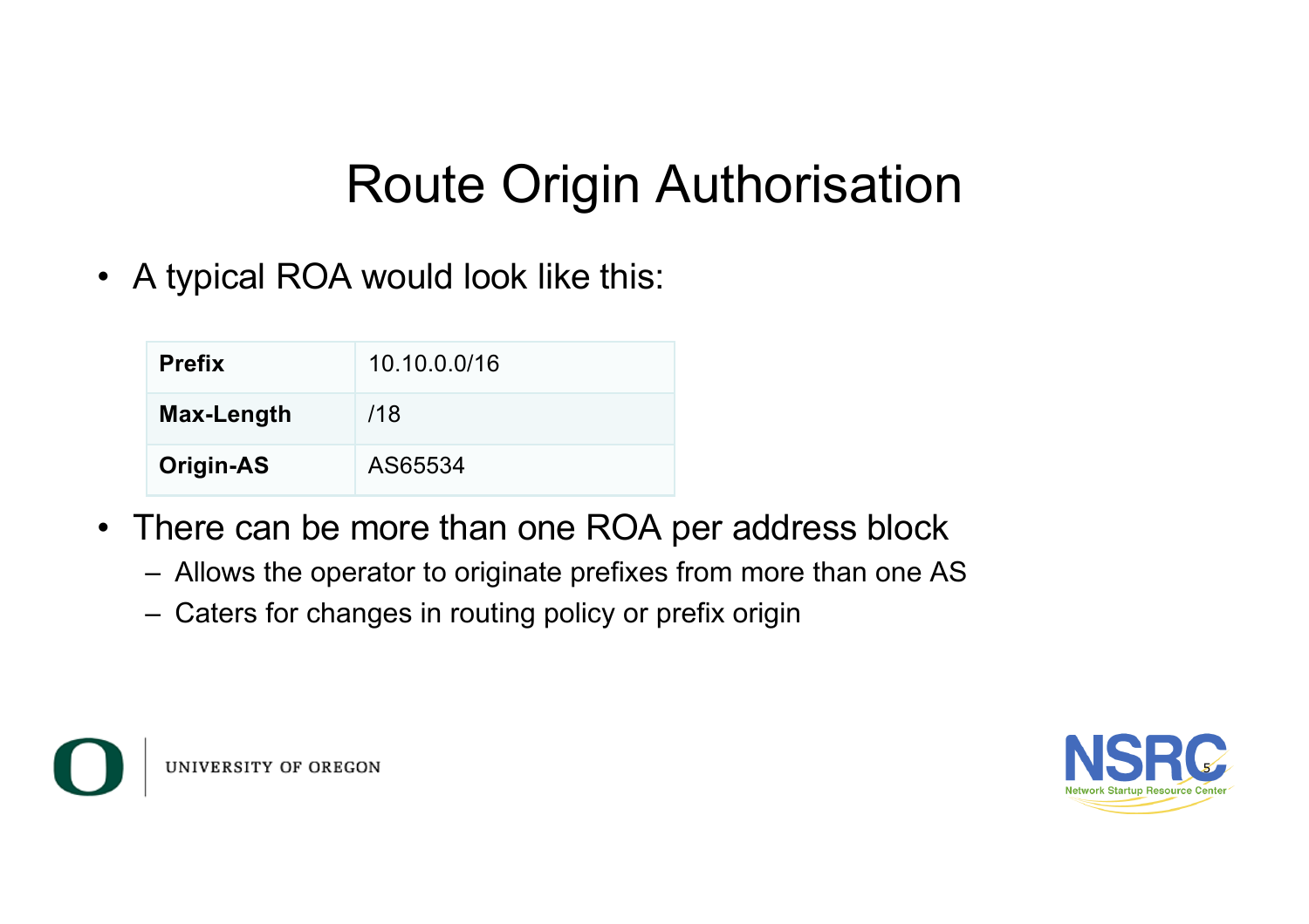# Route Origin Authorisation

- A typical ROA would look like this:

| | |
|---|---|
| **Prefix** | 10.10.0.0/16 |
| **Max-Length** | /18 |
| **Origin-AS** | AS65534 |

- There can be more than one ROA per address block
  - Allows the operator to originate prefixes from more than one AS
  - Caters for changes in routing policy or prefix origin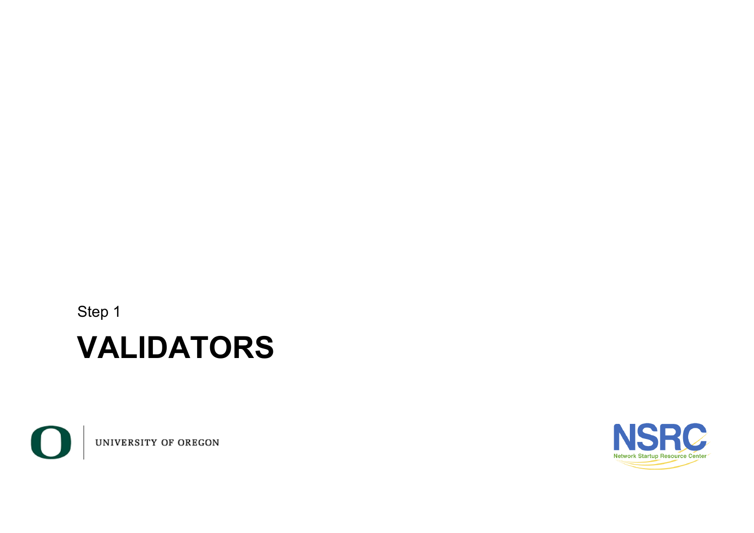Step 1

# VALIDATORS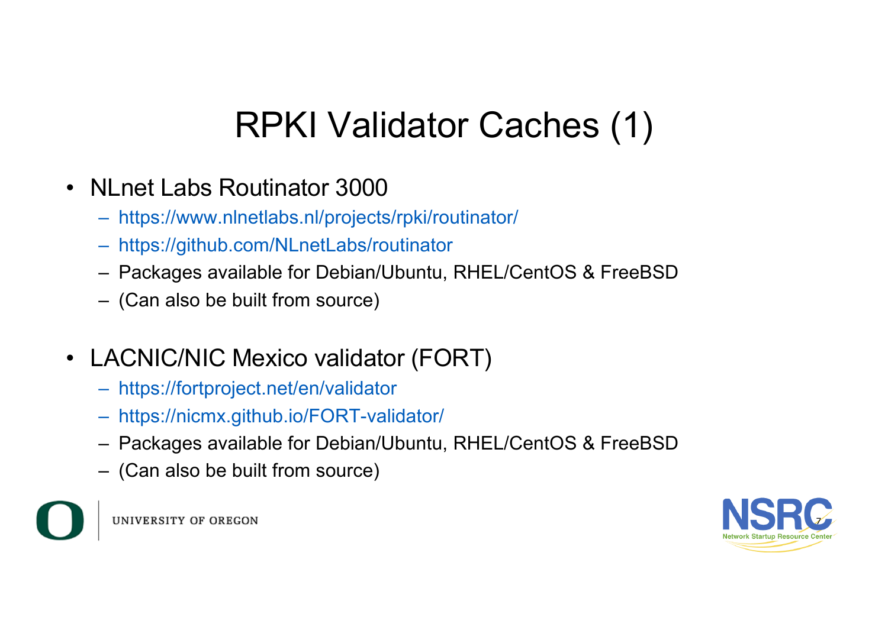# RPKI Validator Caches (1)

- NLnet Labs Routinator 3000
  - https://www.nlnetlabs.nl/projects/rpki/routinator/
  - https://github.com/NLnetLabs/routinator
  - Packages available for Debian/Ubuntu, RHEL/CentOS & FreeBSD
  - (Can also be built from source)

- LACNIC/NIC Mexico validator (FORT)
  - https://fortproject.net/en/validator
  - https://nicmx.github.io/FORT-validator/
  - Packages available for Debian/Ubuntu, RHEL/CentOS & FreeBSD
  - (Can also be built from source)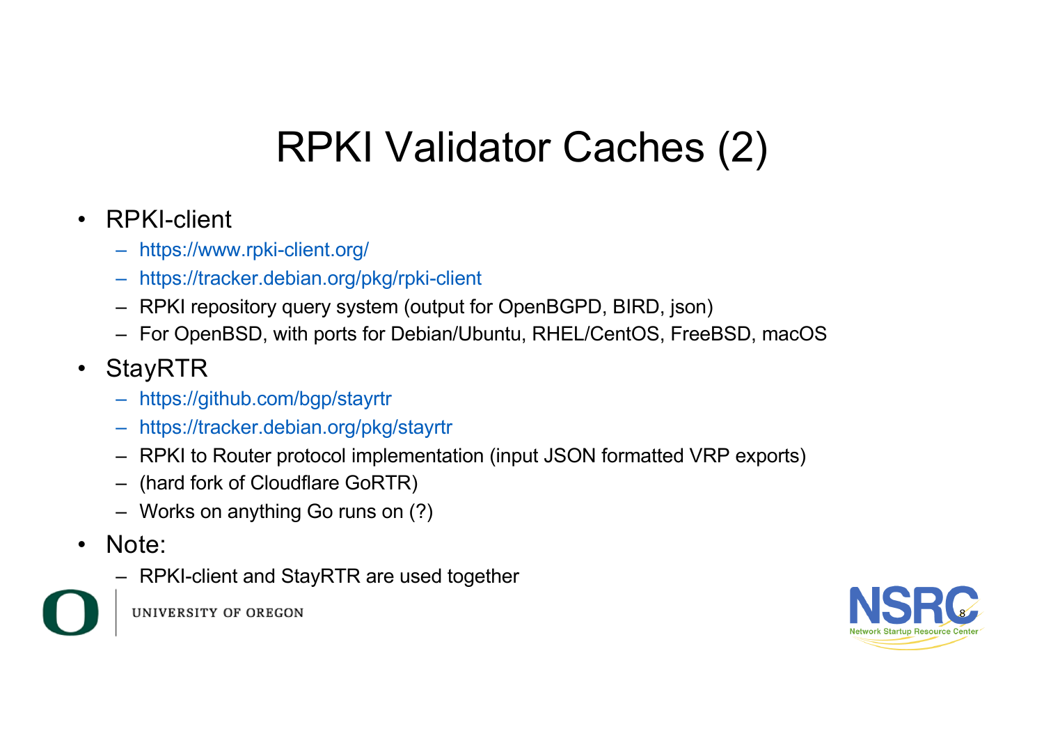# RPKI Validator Caches (2)

- RPKI-client
  - https://www.rpki-client.org/
  - https://tracker.debian.org/pkg/rpki-client
  - RPKI repository query system (output for OpenBGPD, BIRD, json)
  - For OpenBSD, with ports for Debian/Ubuntu, RHEL/CentOS, FreeBSD, macOS
- StayRTR
  - https://github.com/bgp/stayrtr
  - https://tracker.debian.org/pkg/stayrtr
  - RPKI to Router protocol implementation (input JSON formatted VRP exports)
  - (hard fork of Cloudflare GoRTR)
  - Works on anything Go runs on (?)
- Note:
  - RPKI-client and StayRTR are used together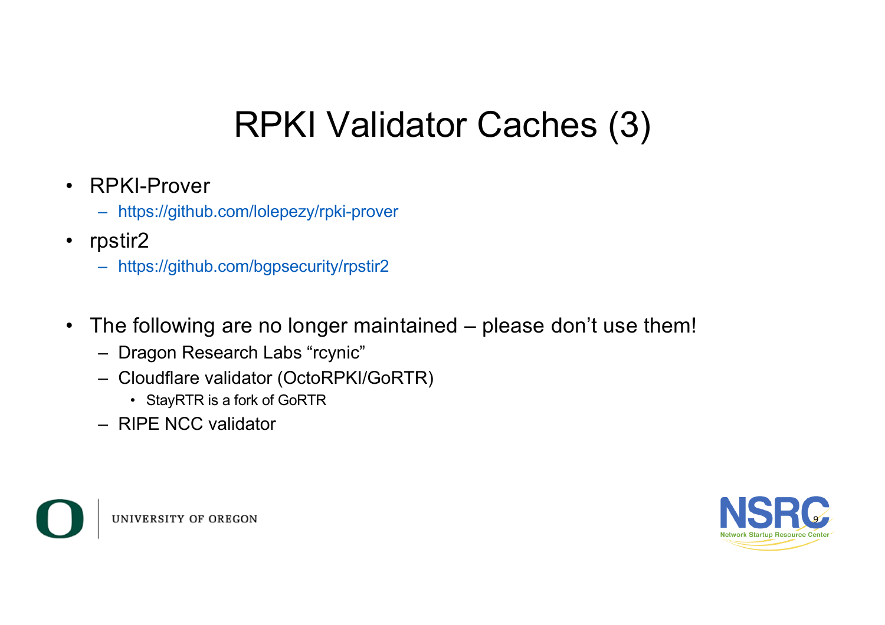# RPKI Validator Caches (3)

- RPKI-Prover
  - https://github.com/lolepezy/rpki-prover
- rpstir2
  - https://github.com/bgpsecurity/rpstir2

- The following are no longer maintained – please don't use them!
  - Dragon Research Labs "rcynic"
  - Cloudflare validator (OctoRPKI/GoRTR)
    - StayRTR is a fork of GoRTR
  - RIPE NCC validator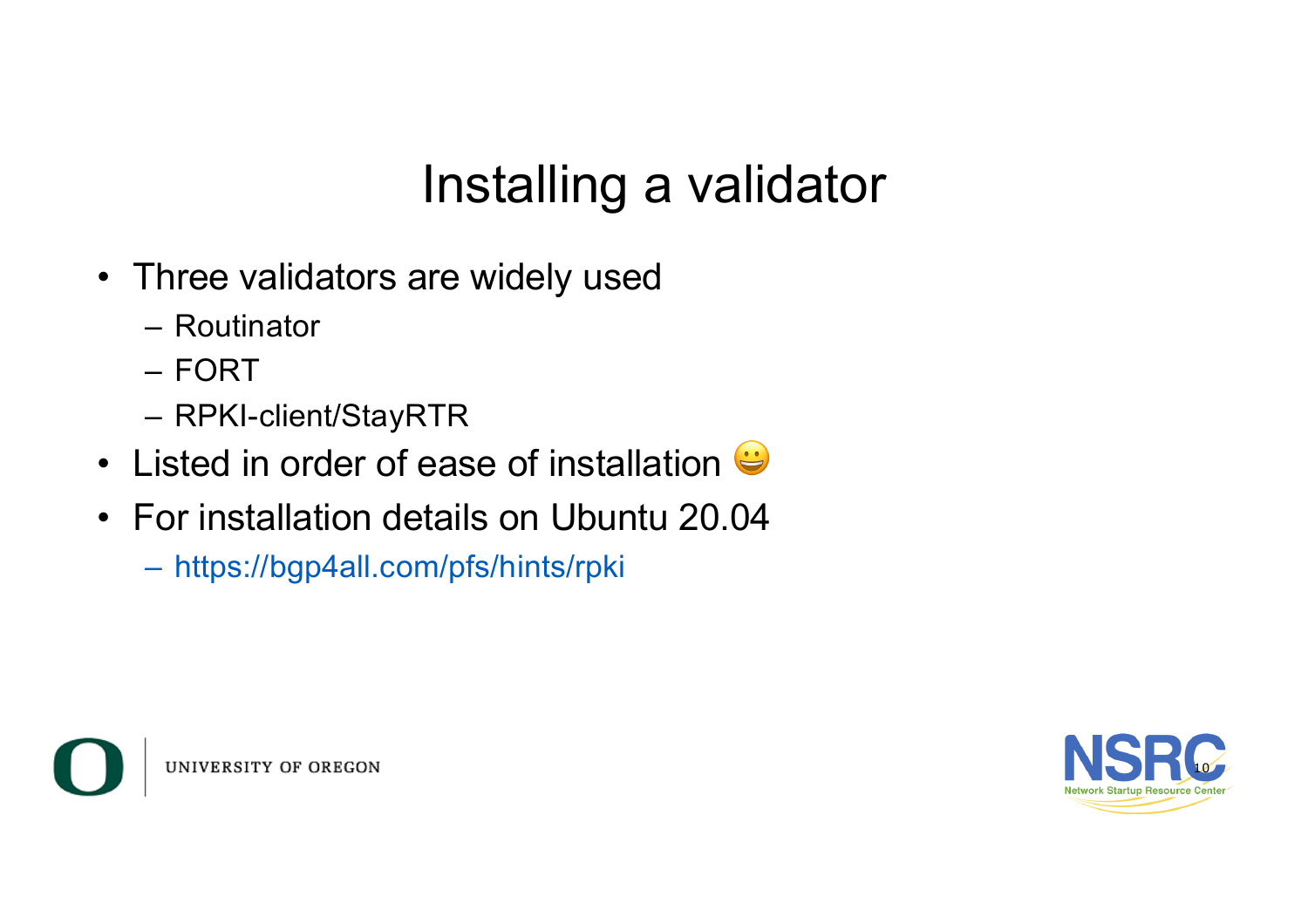# Installing a validator

- Three validators are widely used
  - Routinator
  - FORT
  - RPKI-client/StayRTR
- Listed in order of ease of installation 😀
- For installation details on Ubuntu 20.04
  - https://bgp4all.com/pfs/hints/rpki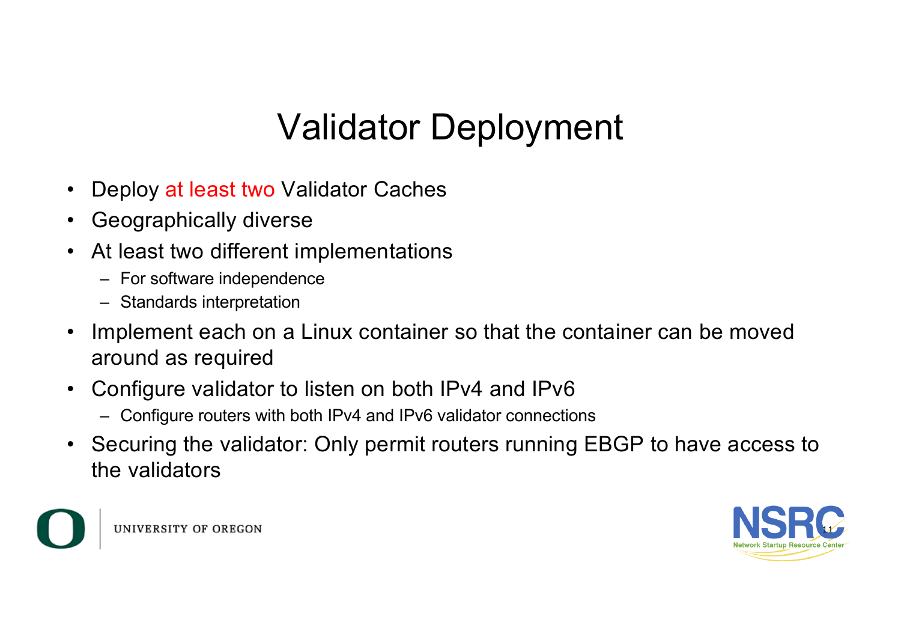# Validator Deployment

- Deploy at least two Validator Caches
- Geographically diverse
- At least two different implementations
  - For software independence
  - Standards interpretation
- Implement each on a Linux container so that the container can be moved around as required
- Configure validator to listen on both IPv4 and IPv6
  - Configure routers with both IPv4 and IPv6 validator connections
- Securing the validator: Only permit routers running EBGP to have access to the validators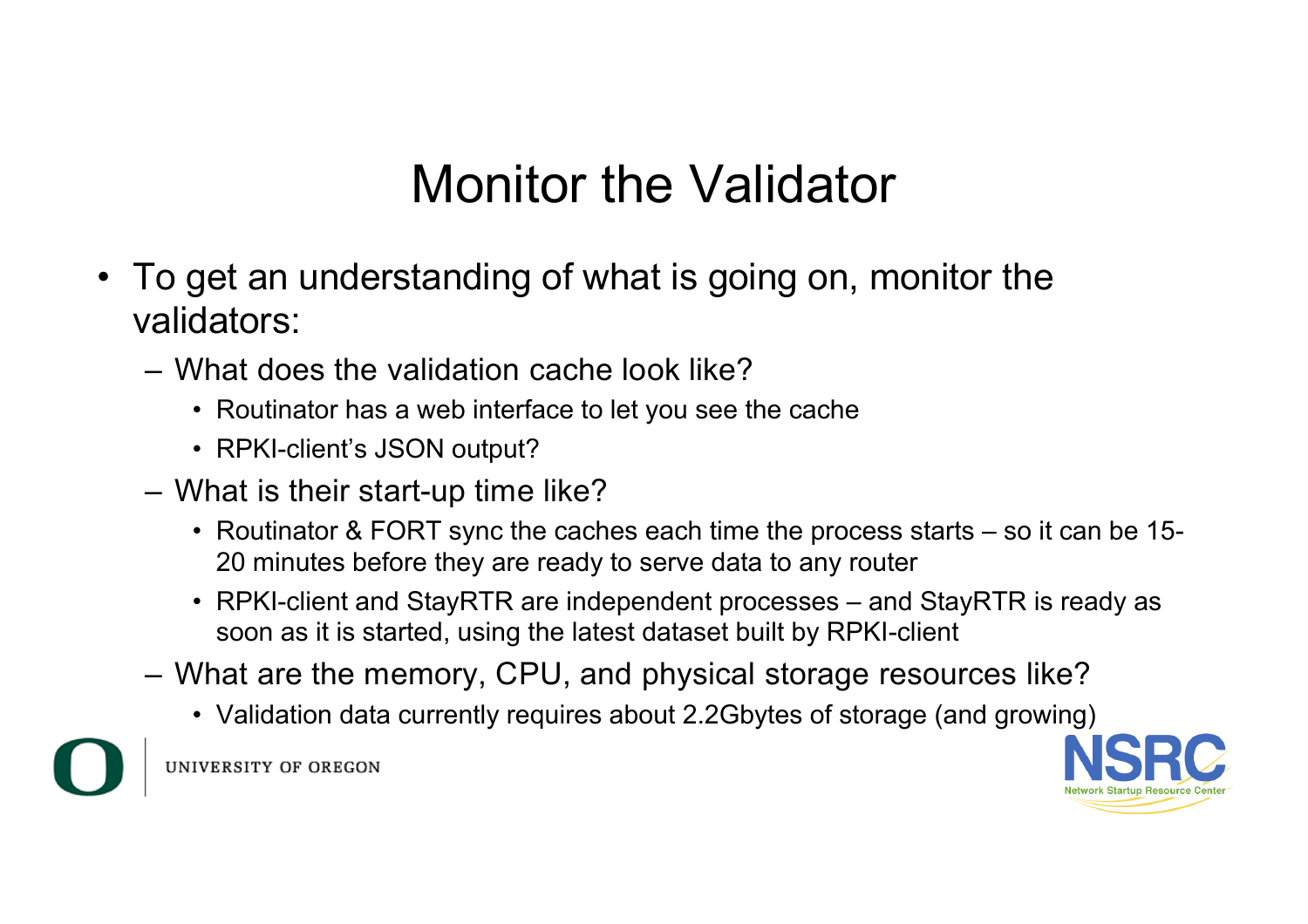# Monitor the Validator

- To get an understanding of what is going on, monitor the validators:
  - What does the validation cache look like?
    - Routinator has a web interface to let you see the cache
    - RPKI-client's JSON output?
  - What is their start-up time like?
    - Routinator & FORT sync the caches each time the process starts – so it can be 15-20 minutes before they are ready to serve data to any router
    - RPKI-client and StayRTR are independent processes – and StayRTR is ready as soon as it is started, using the latest dataset built by RPKI-client
  - What are the memory, CPU, and physical storage resources like?
    - Validation data currently requires about 2.2Gbytes of storage (and growing)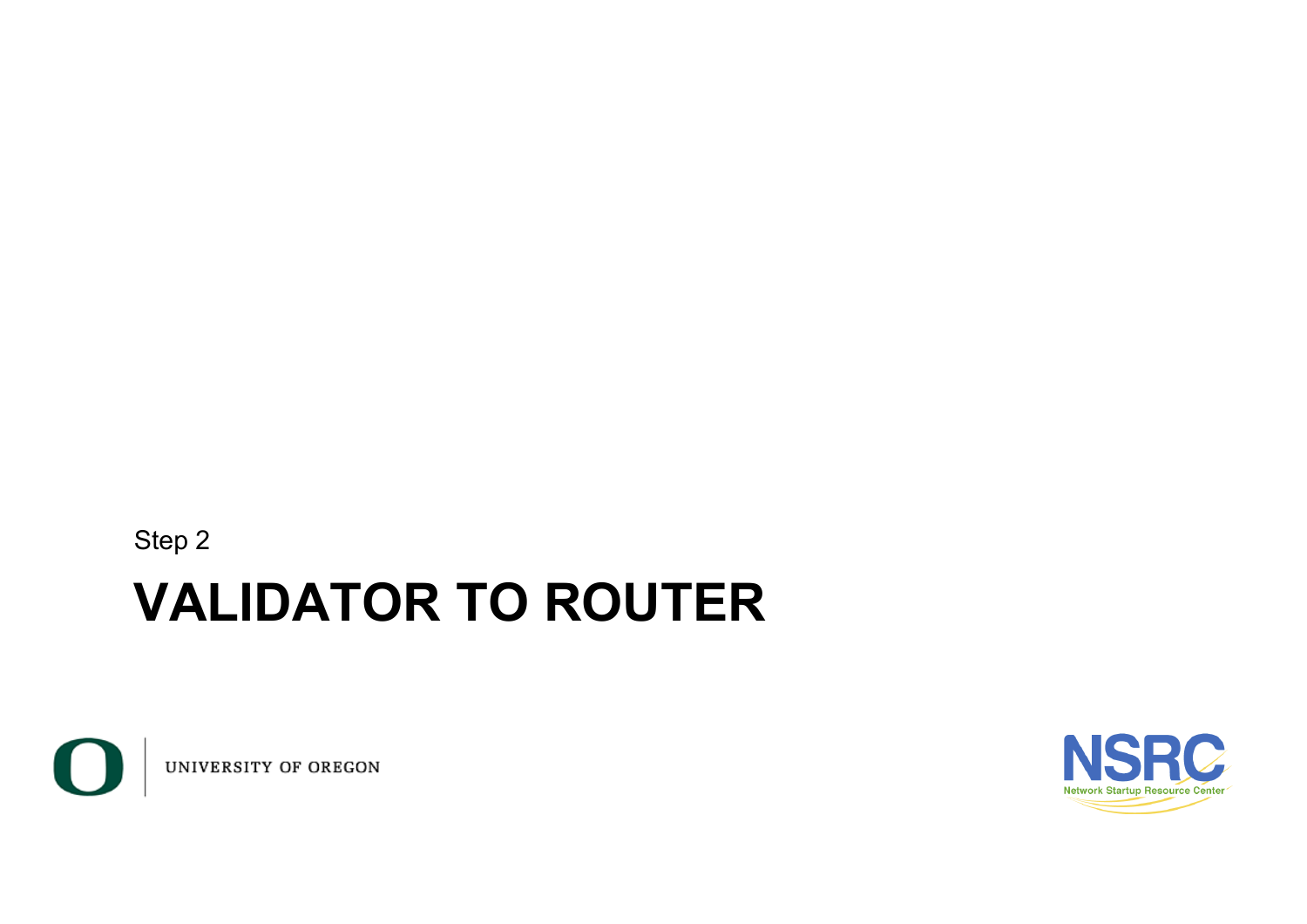Step 2

# VALIDATOR TO ROUTER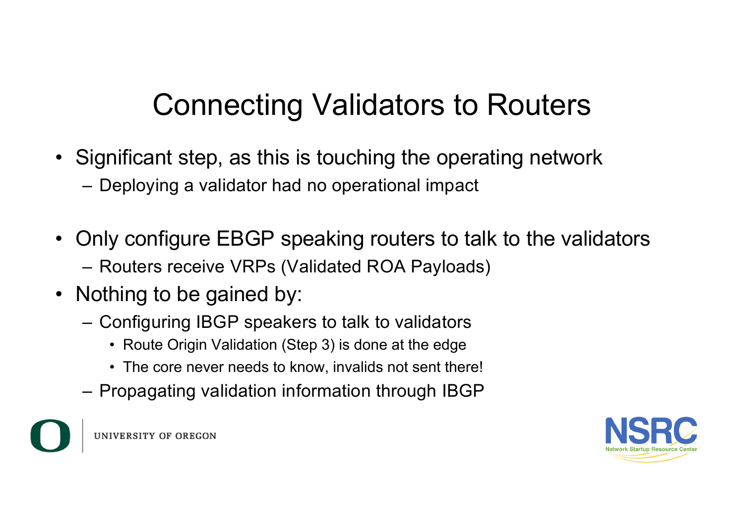# Connecting Validators to Routers

- Significant step, as this is touching the operating network
  - Deploying a validator had no operational impact
- Only configure EBGP speaking routers to talk to the validators
  - Routers receive VRPs (Validated ROA Payloads)
- Nothing to be gained by:
  - Configuring IBGP speakers to talk to validators
    - Route Origin Validation (Step 3) is done at the edge
    - The core never needs to know, invalids not sent there!
  - Propagating validation information through IBGP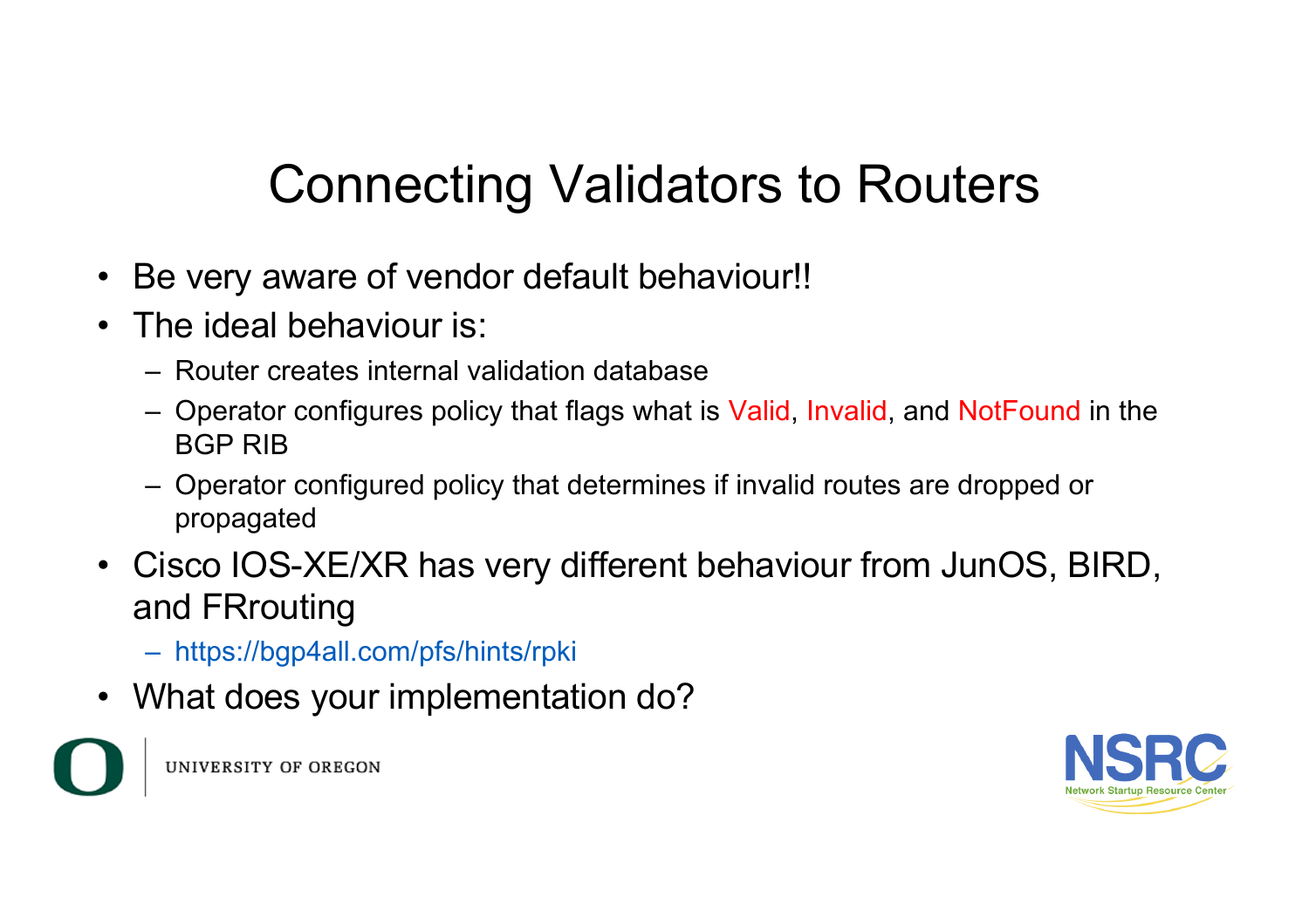# Connecting Validators to Routers

- Be very aware of vendor default behaviour!!
- The ideal behaviour is:
  - Router creates internal validation database
  - Operator configures policy that flags what is Valid, Invalid, and NotFound in the BGP RIB
  - Operator configured policy that determines if invalid routes are dropped or propagated
- Cisco IOS-XE/XR has very different behaviour from JunOS, BIRD, and FRrouting
  - https://bgp4all.com/pfs/hints/rpki
- What does your implementation do?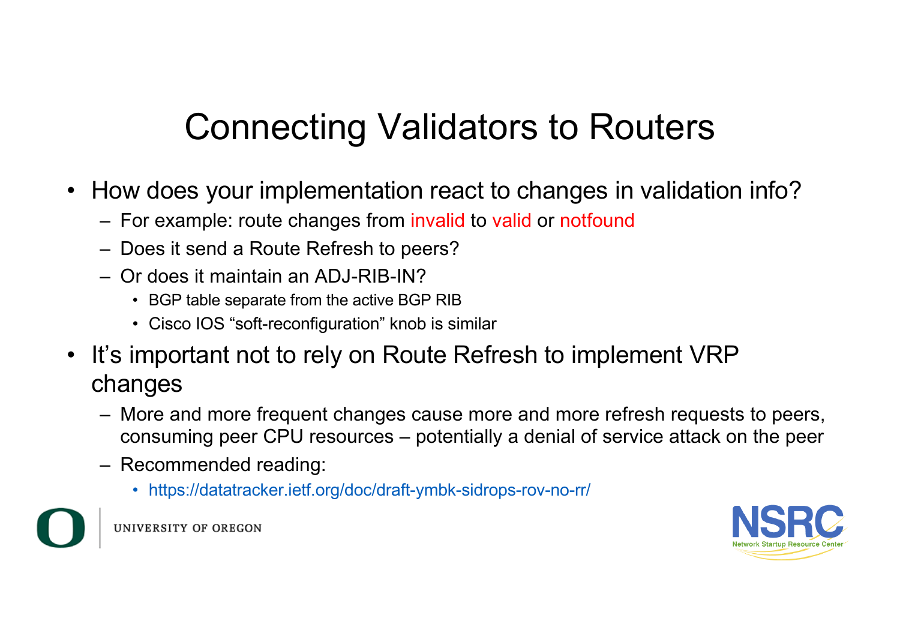# Connecting Validators to Routers

- How does your implementation react to changes in validation info?
  - For example: route changes from invalid to valid or notfound
  - Does it send a Route Refresh to peers?
  - Or does it maintain an ADJ-RIB-IN?
    - BGP table separate from the active BGP RIB
    - Cisco IOS "soft-reconfiguration" knob is similar
- It's important not to rely on Route Refresh to implement VRP changes
  - More and more frequent changes cause more and more refresh requests to peers, consuming peer CPU resources – potentially a denial of service attack on the peer
  - Recommended reading:
    - https://datatracker.ietf.org/doc/draft-ymbk-sidrops-rov-no-rr/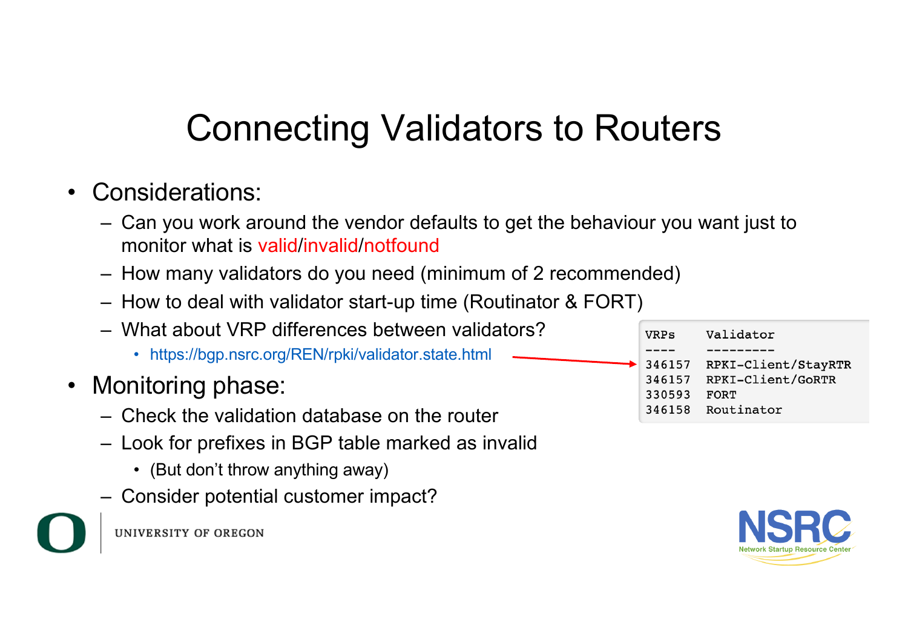# Connecting Validators to Routers

- Considerations:
  - Can you work around the vendor defaults to get the behaviour you want just to monitor what is valid/invalid/notfound
  - How many validators do you need (minimum of 2 recommended)
  - How to deal with validator start-up time (Routinator & FORT)
  - What about VRP differences between validators?
    - https://bgp.nsrc.org/REN/rpki/validator.state.html

```
VRPs    Validator
----    ---------
346157  RPKI-Client/StayRTR
346157  RPKI-Client/GoRTR
330593  FORT
346158  Routinator
```

- Monitoring phase:
  - Check the validation database on the router
  - Look for prefixes in BGP table marked as invalid
    - (But don't throw anything away)
  - Consider potential customer impact?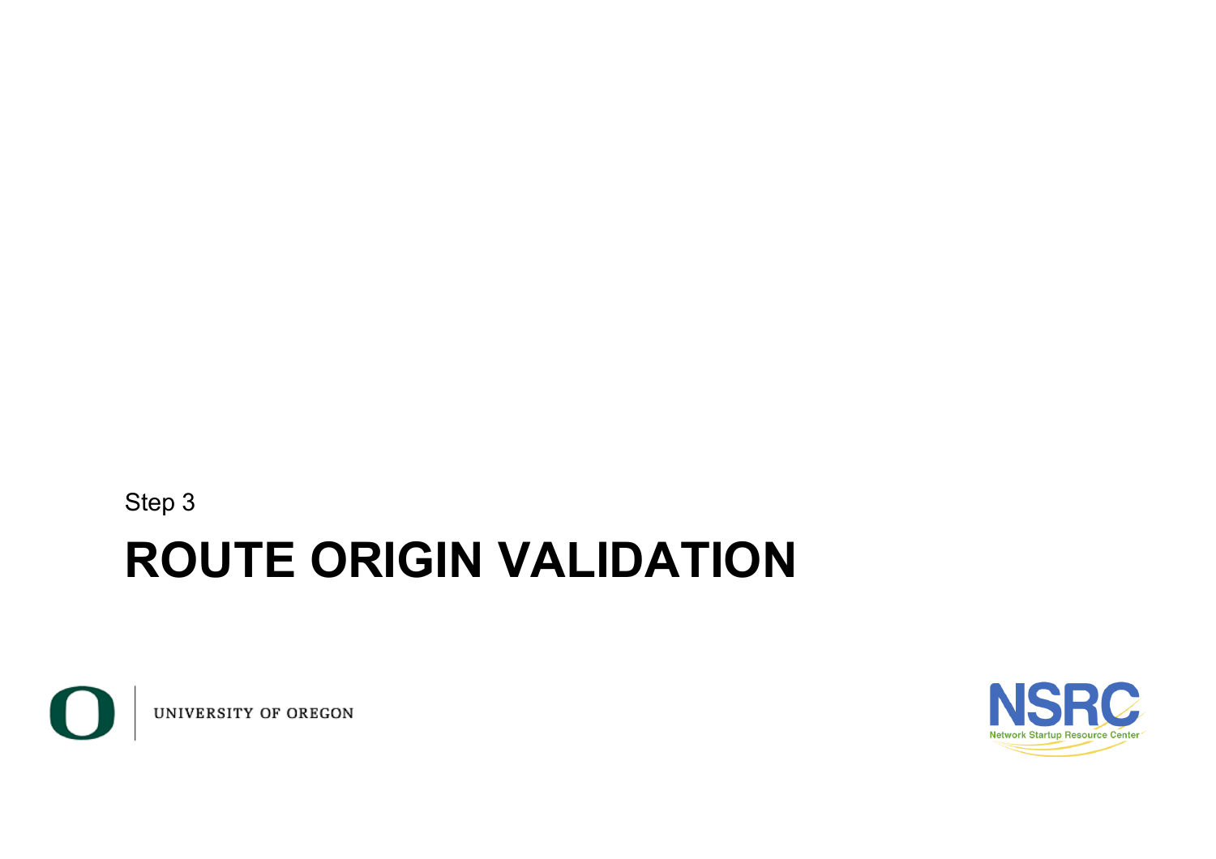Step 3

# ROUTE ORIGIN VALIDATION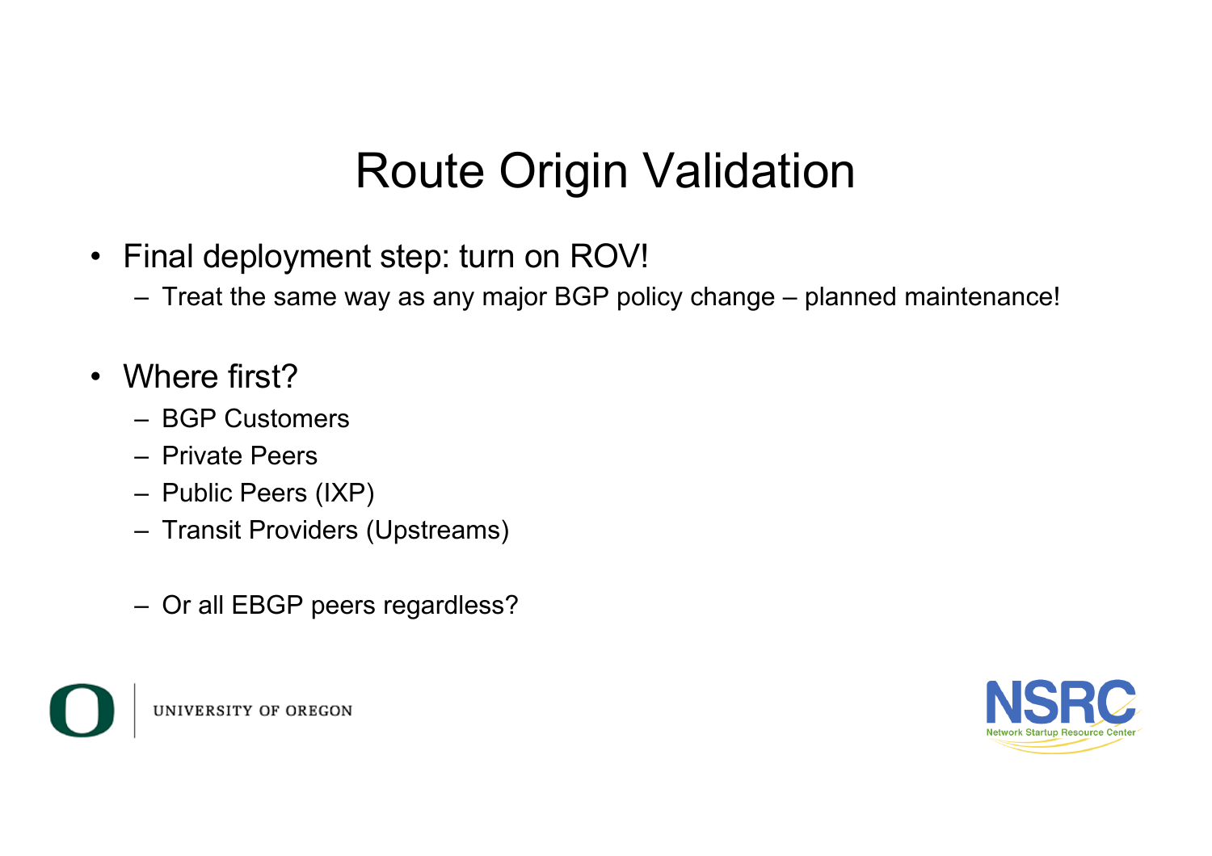# Route Origin Validation

- Final deployment step: turn on ROV!
  - Treat the same way as any major BGP policy change – planned maintenance!

- Where first?
  - BGP Customers
  - Private Peers
  - Public Peers (IXP)
  - Transit Providers (Upstreams)

  - Or all EBGP peers regardless?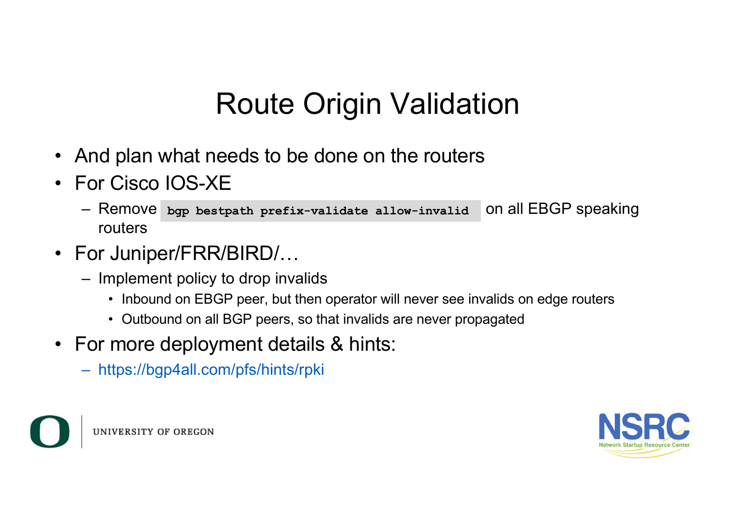# Route Origin Validation

- And plan what needs to be done on the routers
- For Cisco IOS-XE
  - Remove `bgp bestpath prefix-validate allow-invalid` on all EBGP speaking routers
- For Juniper/FRR/BIRD/…
  - Implement policy to drop invalids
    - Inbound on EBGP peer, but then operator will never see invalids on edge routers
    - Outbound on all BGP peers, so that invalids are never propagated
- For more deployment details & hints:
  - https://bgp4all.com/pfs/hints/rpki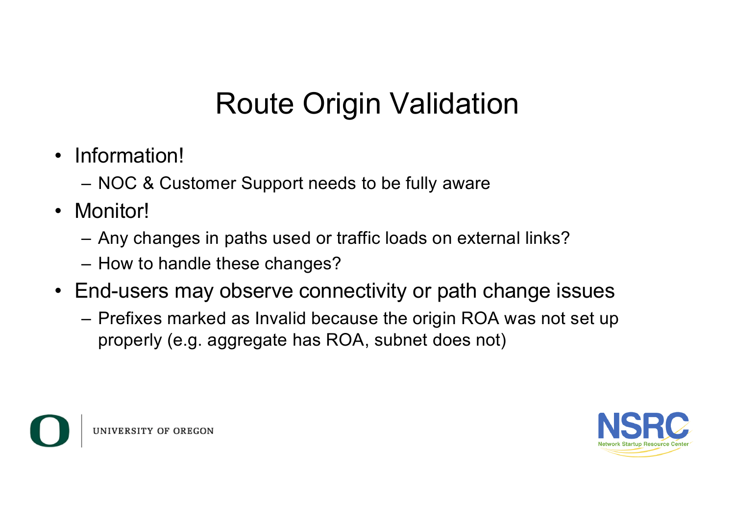# Route Origin Validation

- Information!
  - NOC & Customer Support needs to be fully aware
- Monitor!
  - Any changes in paths used or traffic loads on external links?
  - How to handle these changes?
- End-users may observe connectivity or path change issues
  - Prefixes marked as Invalid because the origin ROA was not set up properly (e.g. aggregate has ROA, subnet does not)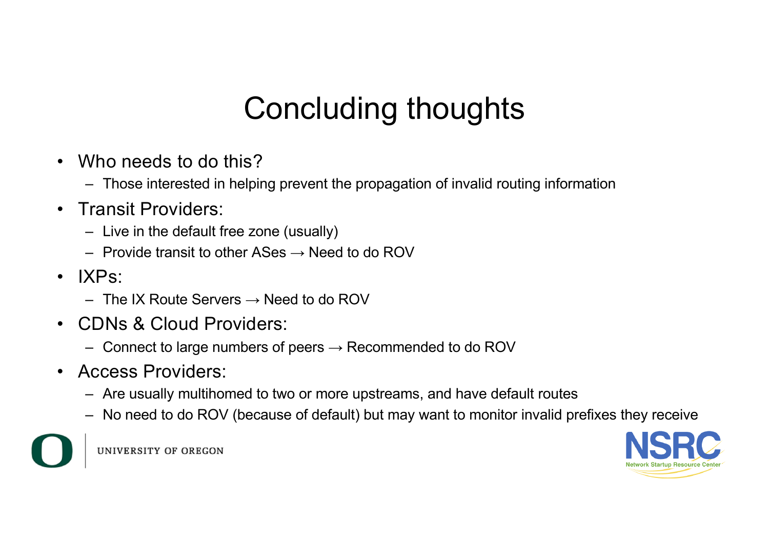# Concluding thoughts

- Who needs to do this?
  - Those interested in helping prevent the propagation of invalid routing information
- Transit Providers:
  - Live in the default free zone (usually)
  - Provide transit to other ASes → Need to do ROV
- IXPs:
  - The IX Route Servers → Need to do ROV
- CDNs & Cloud Providers:
  - Connect to large numbers of peers → Recommended to do ROV
- Access Providers:
  - Are usually multihomed to two or more upstreams, and have default routes
  - No need to do ROV (because of default) but may want to monitor invalid prefixes they receive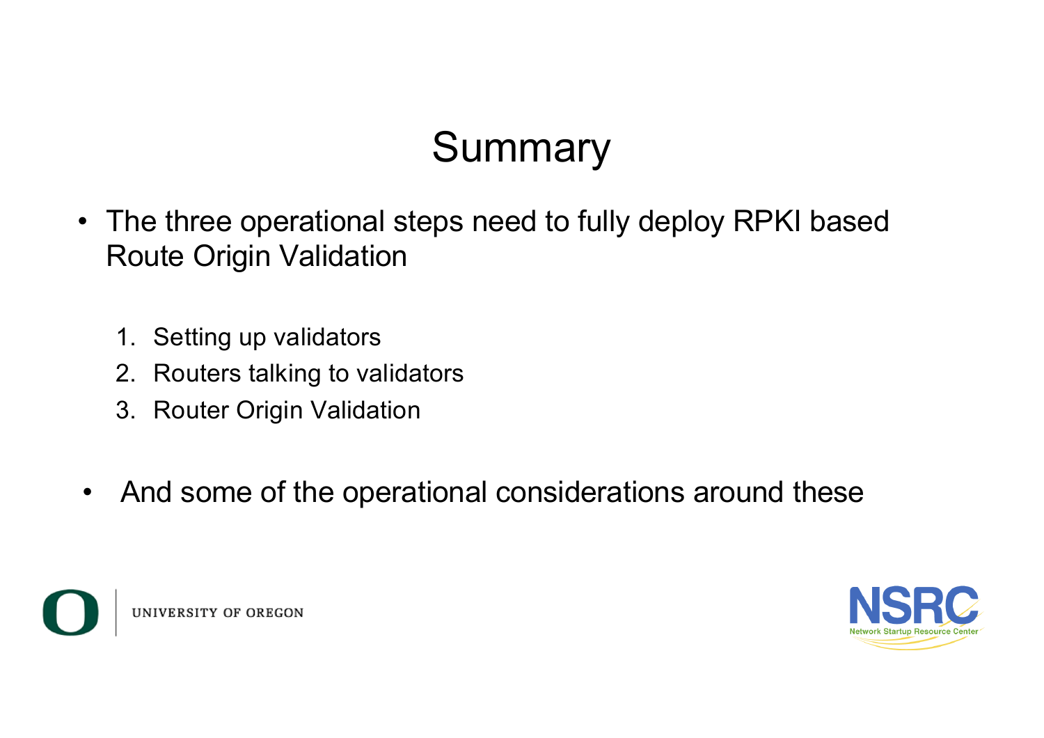# Summary

- The three operational steps need to fully deploy RPKI based Route Origin Validation

  1. Setting up validators
  2. Routers talking to validators
  3. Router Origin Validation

- And some of the operational considerations around these